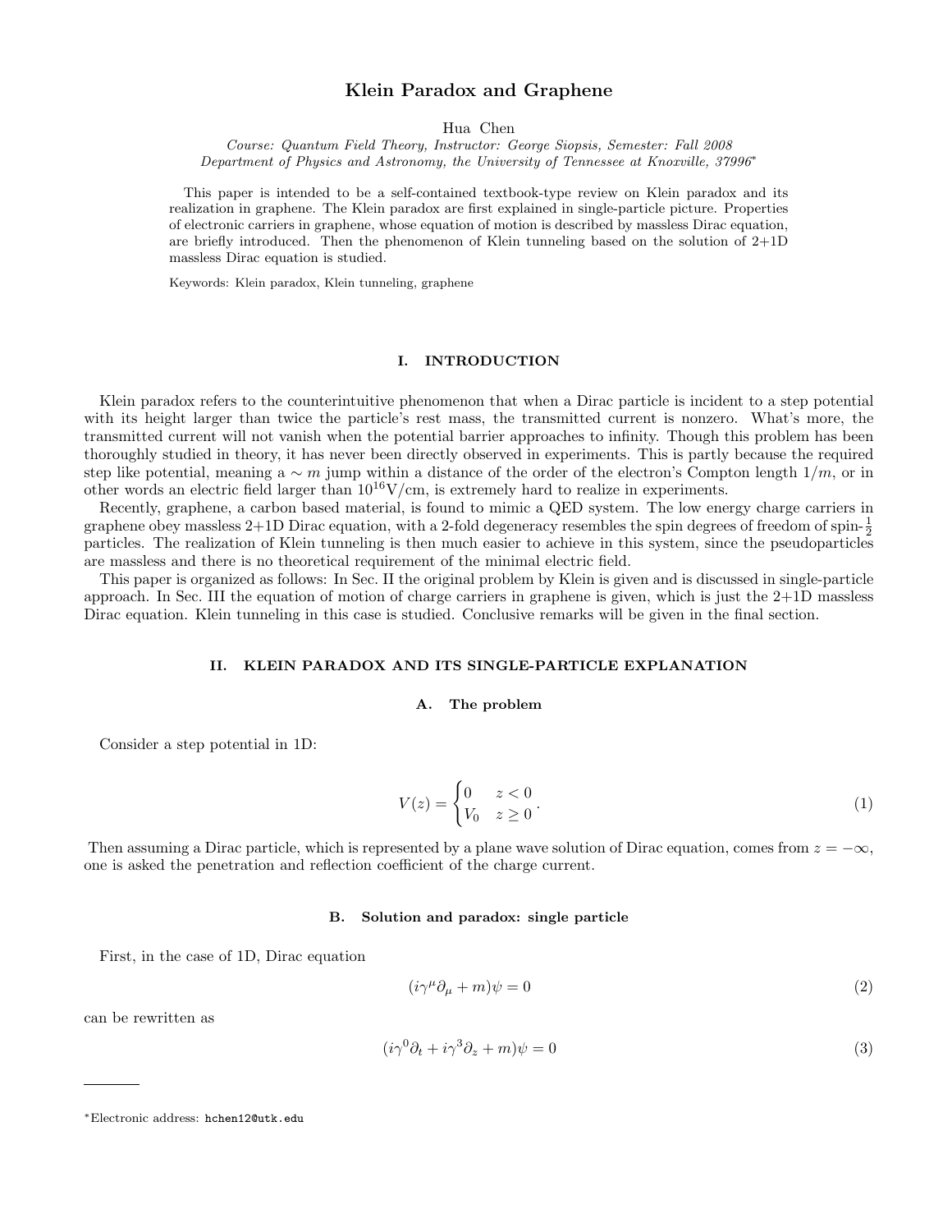# Klein Paradox and Graphene

Hua Chen

*Course: Quantum Field Theory, Instructor: George Siopsis, Semester: Fall 2008*
*Department of Physics and Astronomy, the University of Tennessee at Knoxville, 37996*[*]

This paper is intended to be a self-contained textbook-type review on Klein paradox and its realization in graphene. The Klein paradox are first explained in single-particle picture. Properties of electronic carriers in graphene, whose equation of motion is described by massless Dirac equation, are briefly introduced. Then the phenomenon of Klein tunneling based on the solution of 2+1D massless Dirac equation is studied.

Keywords: Klein paradox, Klein tunneling, graphene

## I. INTRODUCTION

Klein paradox refers to the counterintuitive phenomenon that when a Dirac particle is incident to a step potential with its height larger than twice the particle's rest mass, the transmitted current is nonzero. What's more, the transmitted current will not vanish when the potential barrier approaches to infinity. Though this problem has been thoroughly studied in theory, it has never been directly observed in experiments. This is partly because the required step like potential, meaning a $\sim m$ jump within a distance of the order of the electron's Compton length $1/m$, or in other words an electric field larger than $10^{16}\mathrm{V/cm}$, is extremely hard to realize in experiments.

Recently, graphene, a carbon based material, is found to mimic a QED system. The low energy charge carriers in graphene obey massless 2+1D Dirac equation, with a 2-fold degeneracy resembles the spin degrees of freedom of spin-$\frac{1}{2}$ particles. The realization of Klein tunneling is then much easier to achieve in this system, since the pseudoparticles are massless and there is no theoretical requirement of the minimal electric field.

This paper is organized as follows: In Sec. II the original problem by Klein is given and is discussed in single-particle approach. In Sec. III the equation of motion of charge carriers in graphene is given, which is just the 2+1D massless Dirac equation. Klein tunneling in this case is studied. Conclusive remarks will be given in the final section.

## II. KLEIN PARADOX AND ITS SINGLE-PARTICLE EXPLANATION

### A. The problem

Consider a step potential in 1D:

$$V(z) = \begin{cases} 0 & z < 0 \\ V_0 & z \geq 0 \end{cases}. \tag{1}$$

Then assuming a Dirac particle, which is represented by a plane wave solution of Dirac equation, comes from $z = -\infty$, one is asked the penetration and reflection coefficient of the charge current.

### B. Solution and paradox: single particle

First, in the case of 1D, Dirac equation

$$(i\gamma^\mu \partial_\mu + m)\psi = 0 \tag{2}$$

can be rewritten as

$$(i\gamma^0 \partial_t + i\gamma^3 \partial_z + m)\psi = 0 \tag{3}$$

[*]Electronic address: hchen12@utk.edu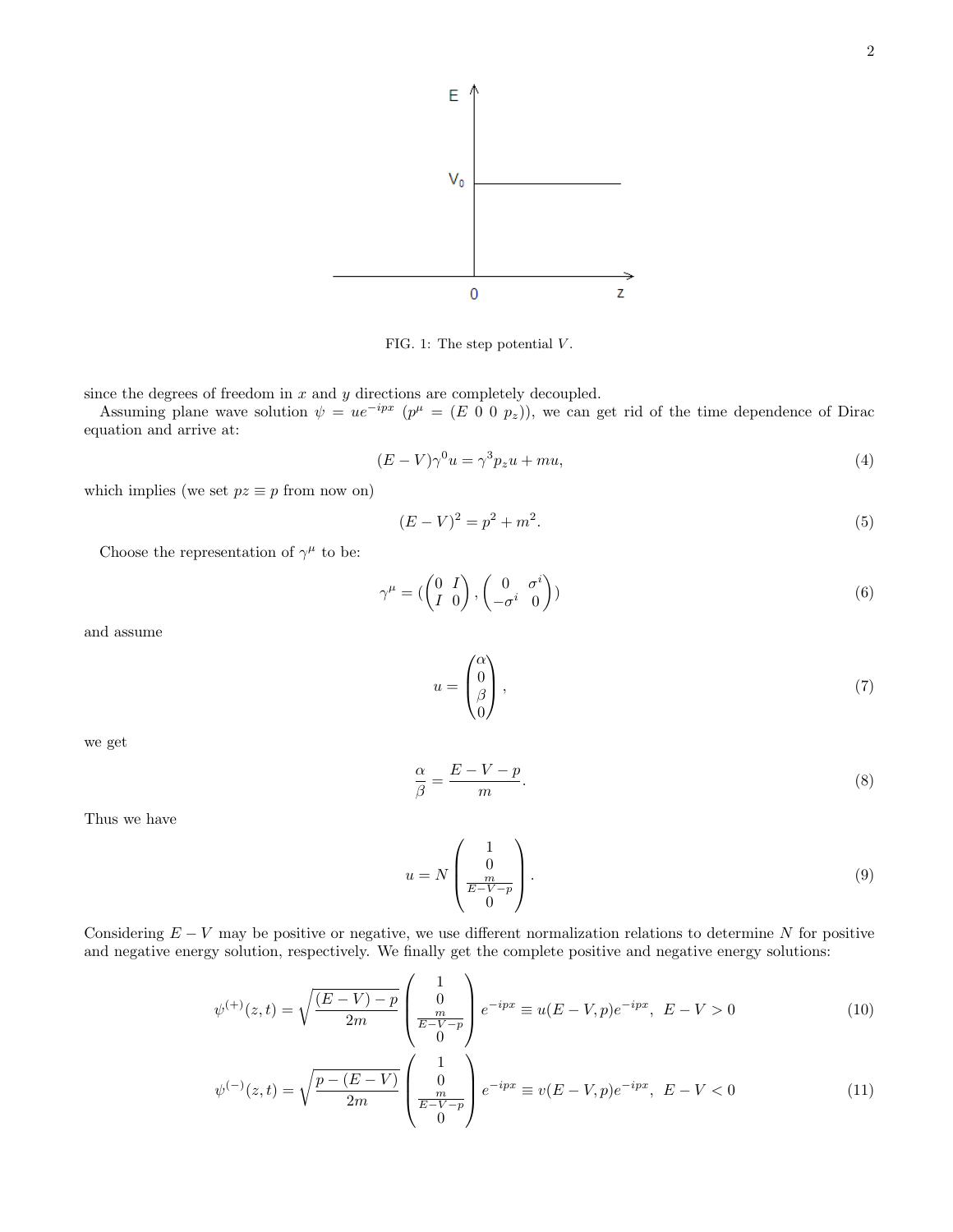FIG. 1: The step potential $V$.

since the degrees of freedom in $x$ and $y$ directions are completely decoupled.

Assuming plane wave solution $\psi = ue^{-ipx}$ ($p^\mu = (E\ 0\ 0\ p_z)$), we can get rid of the time dependence of Dirac equation and arrive at:

$$(E-V)\gamma^0 u = \gamma^3 p_z u + mu, \tag{4}$$

which implies (we set $pz \equiv p$ from now on)

$$(E-V)^2 = p^2 + m^2. \tag{5}$$

Choose the representation of $\gamma^\mu$ to be:

$$\gamma^\mu = (\begin{pmatrix} 0 & I \\ I & 0 \end{pmatrix}, \begin{pmatrix} 0 & \sigma^i \\ -\sigma^i & 0 \end{pmatrix}) \tag{6}$$

and assume

$$u = \begin{pmatrix} \alpha \\ 0 \\ \beta \\ 0 \end{pmatrix}, \tag{7}$$

we get

$$\frac{\alpha}{\beta} = \frac{E-V-p}{m}. \tag{8}$$

Thus we have

$$u = N \begin{pmatrix} 1 \\ 0 \\ \frac{m}{E-V-p} \\ 0 \end{pmatrix}. \tag{9}$$

Considering $E-V$ may be positive or negative, we use different normalization relations to determine $N$ for positive and negative energy solution, respectively. We finally get the complete positive and negative energy solutions:

$$\psi^{(+)}(z,t) = \sqrt{\frac{(E-V)-p}{2m}} \begin{pmatrix} 1 \\ 0 \\ \frac{m}{E-V-p} \\ 0 \end{pmatrix} e^{-ipx} \equiv u(E-V,p)e^{-ipx},\ E-V>0 \tag{10}$$

$$\psi^{(-)}(z,t) = \sqrt{\frac{p-(E-V)}{2m}} \begin{pmatrix} 1 \\ 0 \\ \frac{m}{E-V-p} \\ 0 \end{pmatrix} e^{-ipx} \equiv v(E-V,p)e^{-ipx},\ E-V<0 \tag{11}$$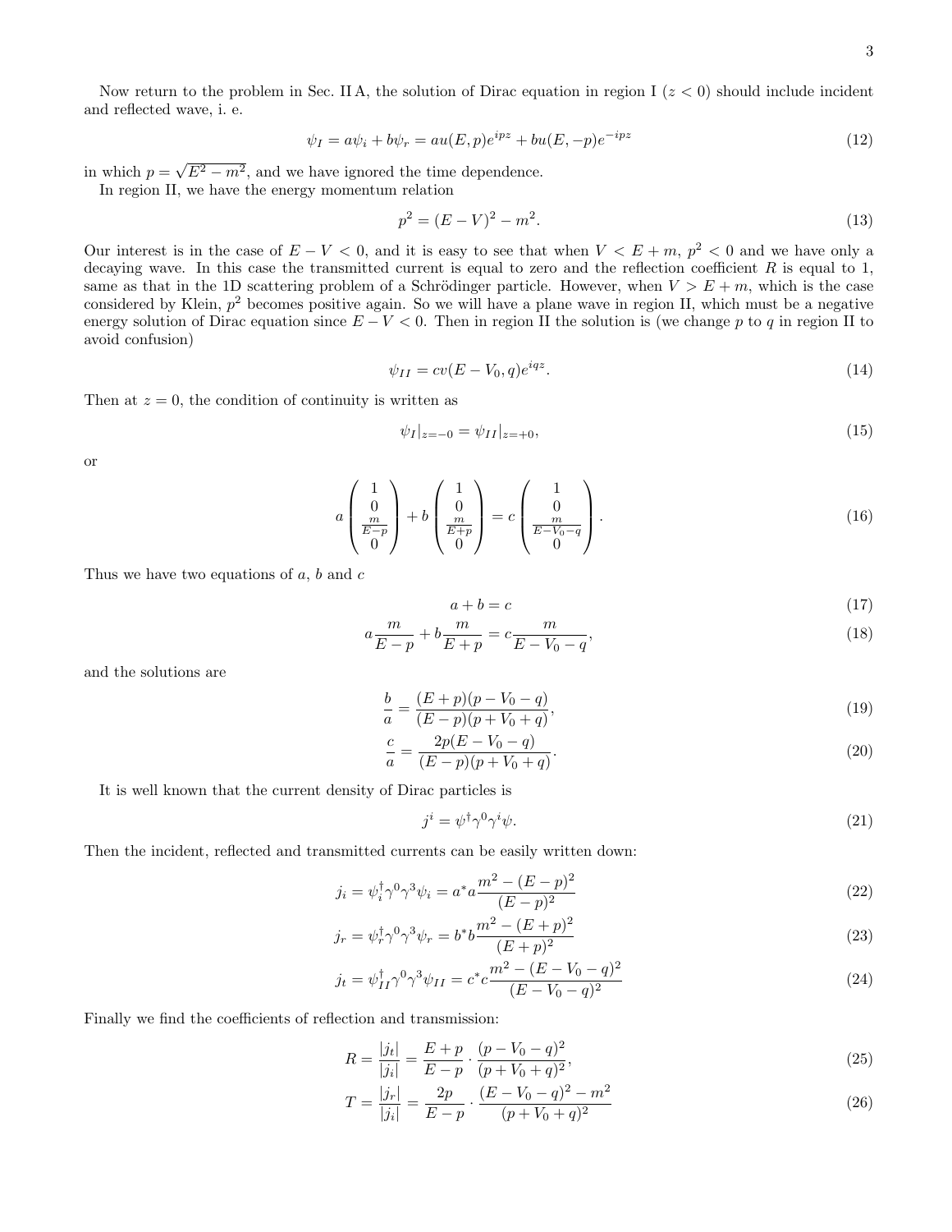Now return to the problem in Sec. II A, the solution of Dirac equation in region I ($z < 0$) should include incident and reflected wave, i. e.

$$\psi_I = a\psi_i + b\psi_r = au(E,p)e^{ipz} + bu(E,-p)e^{-ipz} \tag{12}$$

in which $p = \sqrt{E^2 - m^2}$, and we have ignored the time dependence.

In region II, we have the energy momentum relation

$$p^2 = (E-V)^2 - m^2. \tag{13}$$

Our interest is in the case of $E - V < 0$, and it is easy to see that when $V < E + m$, $p^2 < 0$ and we have only a decaying wave. In this case the transmitted current is equal to zero and the reflection coefficient $R$ is equal to 1, same as that in the 1D scattering problem of a Schrödinger particle. However, when $V > E + m$, which is the case considered by Klein, $p^2$ becomes positive again. So we will have a plane wave in region II, which must be a negative energy solution of Dirac equation since $E - V < 0$. Then in region II the solution is (we change $p$ to $q$ in region II to avoid confusion)

$$\psi_{II} = cv(E - V_0, q)e^{iqz}. \tag{14}$$

Then at $z = 0$, the condition of continuity is written as

$$\psi_I|_{z=-0} = \psi_{II}|_{z=+0}, \tag{15}$$

or

$$a\begin{pmatrix} 1 \\ 0 \\ \frac{m}{E-p} \\ 0 \end{pmatrix} + b\begin{pmatrix} 1 \\ 0 \\ \frac{m}{E+p} \\ 0 \end{pmatrix} = c\begin{pmatrix} 1 \\ 0 \\ \frac{m}{E-V_0-q} \\ 0 \end{pmatrix}. \tag{16}$$

Thus we have two equations of $a$, $b$ and $c$

$$a + b = c \tag{17}$$

$$a\frac{m}{E-p} + b\frac{m}{E+p} = c\frac{m}{E-V_0-q}, \tag{18}$$

and the solutions are

$$\frac{b}{a} = \frac{(E+p)(p-V_0-q)}{(E-p)(p+V_0+q)}, \tag{19}$$

$$\frac{c}{a} = \frac{2p(E-V_0-q)}{(E-p)(p+V_0+q)}. \tag{20}$$

It is well known that the current density of Dirac particles is

$$j^i = \psi^\dagger\gamma^0\gamma^i\psi. \tag{21}$$

Then the incident, reflected and transmitted currents can be easily written down:

$$j_i = \psi_i^\dagger\gamma^0\gamma^3\psi_i = a^*a\frac{m^2-(E-p)^2}{(E-p)^2} \tag{22}$$

$$j_r = \psi_r^\dagger\gamma^0\gamma^3\psi_r = b^*b\frac{m^2-(E+p)^2}{(E+p)^2} \tag{23}$$

$$j_t = \psi_{II}^\dagger\gamma^0\gamma^3\psi_{II} = c^*c\frac{m^2-(E-V_0-q)^2}{(E-V_0-q)^2} \tag{24}$$

Finally we find the coefficients of reflection and transmission:

$$R = \frac{|j_t|}{|j_i|} = \frac{E+p}{E-p}\cdot\frac{(p-V_0-q)^2}{(p+V_0+q)^2}, \tag{25}$$

$$T = \frac{|j_r|}{|j_i|} = \frac{2p}{E-p}\cdot\frac{(E-V_0-q)^2-m^2}{(p+V_0+q)^2} \tag{26}$$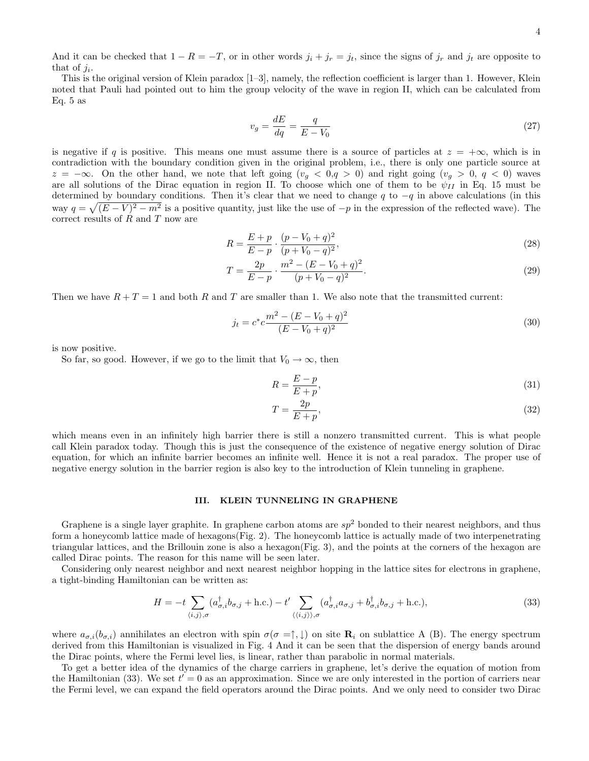And it can be checked that $1 - R = -T$, or in other words $j_i + j_r = j_t$, since the signs of $j_r$ and $j_t$ are opposite to that of $j_i$.

This is the original version of Klein paradox [1–3], namely, the reflection coefficient is larger than 1. However, Klein noted that Pauli had pointed out to him the group velocity of the wave in region II, which can be calculated from Eq. 5 as

$$v_g = \frac{dE}{dq} = \frac{q}{E - V_0} \tag{27}$$

is negative if $q$ is positive. This means one must assume there is a source of particles at $z = +\infty$, which is in contradiction with the boundary condition given in the original problem, i.e., there is only one particle source at $z = -\infty$. On the other hand, we note that left going ($v_g < 0, q > 0$) and right going ($v_g > 0$, $q < 0$) waves are all solutions of the Dirac equation in region II. To choose which one of them to be $\psi_{II}$ in Eq. 15 must be determined by boundary conditions. Then it's clear that we need to change $q$ to $-q$ in above calculations (in this way $q = \sqrt{(E-V)^2 - m^2}$ is a positive quantity, just like the use of $-p$ in the expression of the reflected wave). The correct results of $R$ and $T$ now are

$$R = \frac{E+p}{E-p} \cdot \frac{(p - V_0 + q)^2}{(p + V_0 - q)^2}, \tag{28}$$

$$T = \frac{2p}{E-p} \cdot \frac{m^2 - (E - V_0 + q)^2}{(p + V_0 - q)^2}. \tag{29}$$

Then we have $R + T = 1$ and both $R$ and $T$ are smaller than 1. We also note that the transmitted current:

$$j_t = c^* c \frac{m^2 - (E - V_0 + q)^2}{(E - V_0 + q)^2} \tag{30}$$

is now positive.

So far, so good. However, if we go to the limit that $V_0 \to \infty$, then

$$R = \frac{E-p}{E+p}, \tag{31}$$

$$T = \frac{2p}{E+p}, \tag{32}$$

which means even in an infinitely high barrier there is still a nonzero transmitted current. This is what people call Klein paradox today. Though this is just the consequence of the existence of negative energy solution of Dirac equation, for which an infinite barrier becomes an infinite well. Hence it is not a real paradox. The proper use of negative energy solution in the barrier region is also key to the introduction of Klein tunneling in graphene.

## III. KLEIN TUNNELING IN GRAPHENE

Graphene is a single layer graphite. In graphene carbon atoms are $sp^2$ bonded to their nearest neighbors, and thus form a honeycomb lattice made of hexagons(Fig. 2). The honeycomb lattice is actually made of two interpenetrating triangular lattices, and the Brillouin zone is also a hexagon(Fig. 3), and the points at the corners of the hexagon are called Dirac points. The reason for this name will be seen later.

Considering only nearest neighbor and next nearest neighbor hopping in the lattice sites for electrons in graphene, a tight-binding Hamiltonian can be written as:

$$H = -t \sum_{\langle i,j \rangle, \sigma} (a^\dagger_{\sigma,i} b_{\sigma,j} + \text{h.c.}) - t' \sum_{\langle\langle i,j \rangle\rangle, \sigma} (a^\dagger_{\sigma,i} a_{\sigma,j} + b^\dagger_{\sigma,i} b_{\sigma,j} + \text{h.c.}), \tag{33}$$

where $a_{\sigma,i}(b_{\sigma,i})$ annihilates an electron with spin $\sigma(\sigma = \uparrow, \downarrow)$ on site $\mathbf{R}_i$ on sublattice A (B). The energy spectrum derived from this Hamiltonian is visualized in Fig. 4 And it can be seen that the dispersion of energy bands around the Dirac points, where the Fermi level lies, is linear, rather than parabolic in normal materials.

To get a better idea of the dynamics of the charge carriers in graphene, let's derive the equation of motion from the Hamiltonian (33). We set $t' = 0$ as an approximation. Since we are only interested in the portion of carriers near the Fermi level, we can expand the field operators around the Dirac points. And we only need to consider two Dirac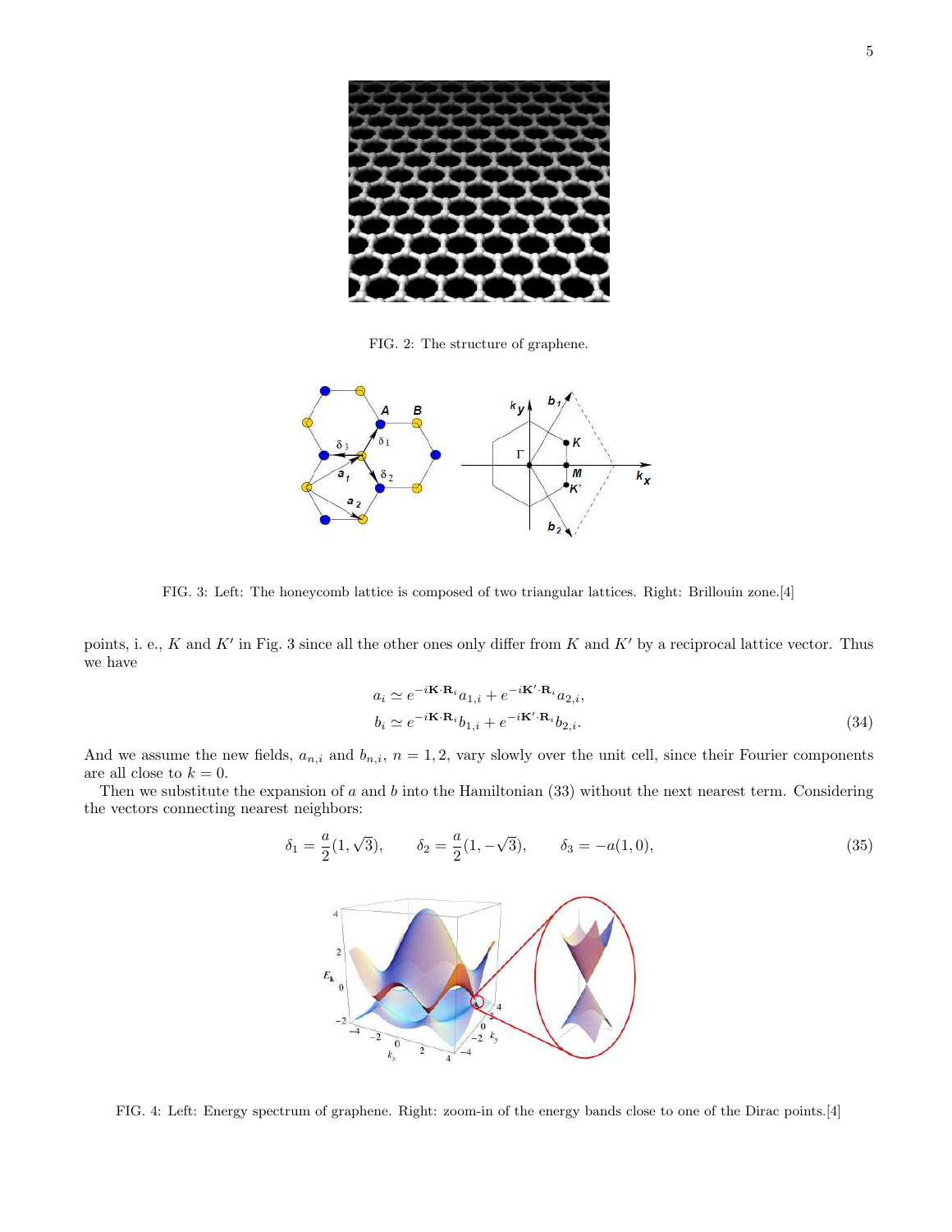FIG. 2: The structure of graphene.

FIG. 3: Left: The honeycomb lattice is composed of two triangular lattices. Right: Brillouin zone.[4]

points, i. e., $K$ and $K'$ in Fig. 3 since all the other ones only differ from $K$ and $K'$ by a reciprocal lattice vector. Thus we have

$$
\begin{aligned}
a_i &\simeq e^{-i\mathbf{K}\cdot\mathbf{R}_i} a_{1,i} + e^{-i\mathbf{K}'\cdot\mathbf{R}_i} a_{2,i}, \\
b_i &\simeq e^{-i\mathbf{K}\cdot\mathbf{R}_i} b_{1,i} + e^{-i\mathbf{K}'\cdot\mathbf{R}_i} b_{2,i}.
\end{aligned}
\tag{34}
$$

And we assume the new fields, $a_{n,i}$ and $b_{n,i}$, $n = 1, 2$, vary slowly over the unit cell, since their Fourier components are all close to $k = 0$.

Then we substitute the expansion of $a$ and $b$ into the Hamiltonian (33) without the next nearest term. Considering the vectors connecting nearest neighbors:

$$
\delta_1 = \frac{a}{2}(1, \sqrt{3}), \qquad \delta_2 = \frac{a}{2}(1, -\sqrt{3}), \qquad \delta_3 = -a(1, 0),
\tag{35}
$$

FIG. 4: Left: Energy spectrum of graphene. Right: zoom-in of the energy bands close to one of the Dirac points.[4]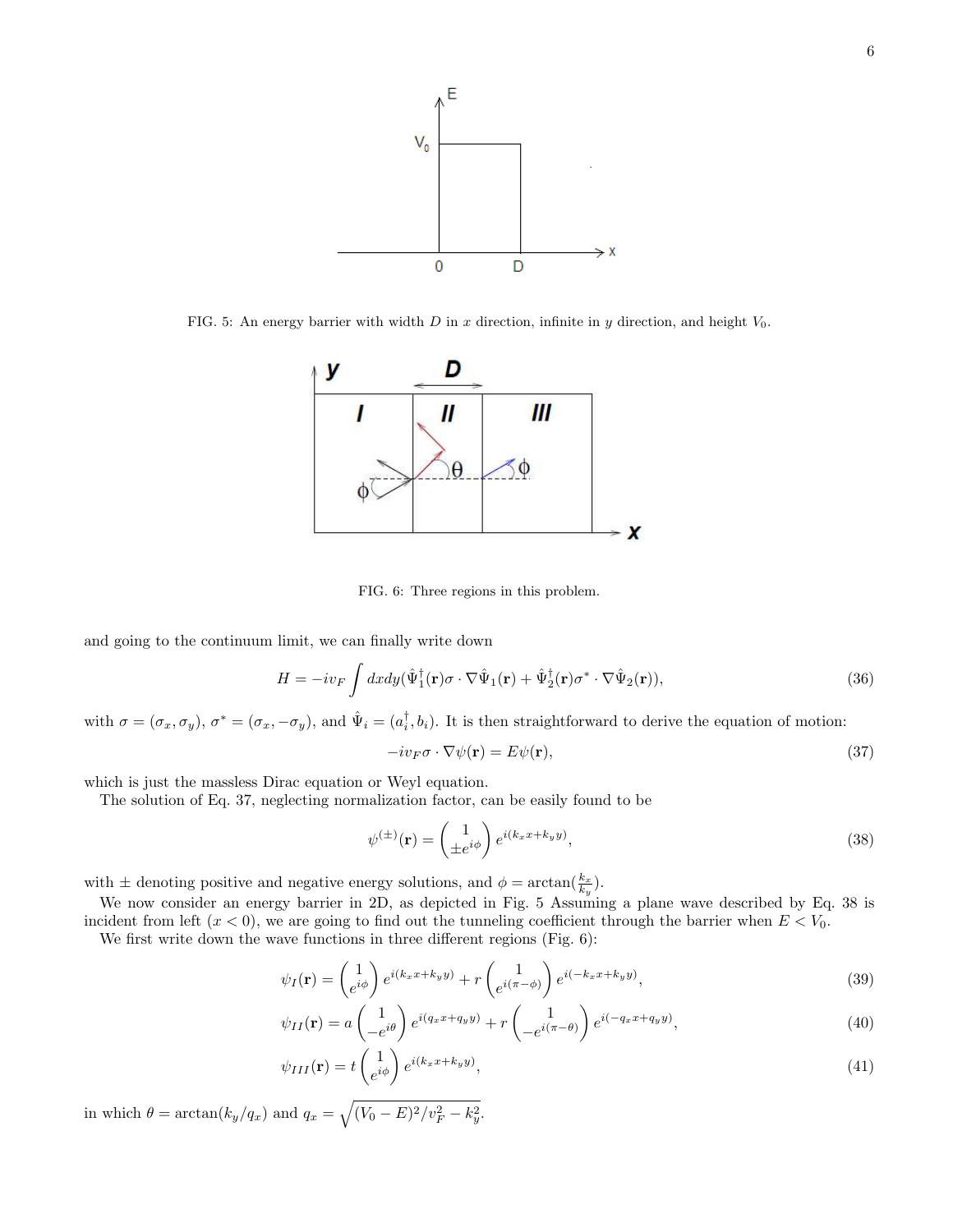FIG. 5: An energy barrier with width $D$ in $x$ direction, infinite in $y$ direction, and height $V_0$.

FIG. 6: Three regions in this problem.

and going to the continuum limit, we can finally write down

$$H = -iv_F \int dxdy(\hat{\Psi}_1^\dagger(\mathbf{r})\sigma \cdot \nabla\hat{\Psi}_1(\mathbf{r}) + \hat{\Psi}_2^\dagger(\mathbf{r})\sigma^* \cdot \nabla\hat{\Psi}_2(\mathbf{r})), \tag{36}$$

with $\sigma = (\sigma_x, \sigma_y)$, $\sigma^* = (\sigma_x, -\sigma_y)$, and $\hat{\Psi}_i = (a_i^\dagger, b_i)$. It is then straightforward to derive the equation of motion:

$$-iv_F\sigma \cdot \nabla\psi(\mathbf{r}) = E\psi(\mathbf{r}), \tag{37}$$

which is just the massless Dirac equation or Weyl equation.

The solution of Eq. 37, neglecting normalization factor, can be easily found to be

$$\psi^{(\pm)}(\mathbf{r}) = \begin{pmatrix} 1 \\ \pm e^{i\phi} \end{pmatrix} e^{i(k_x x + k_y y)}, \tag{38}$$

with $\pm$ denoting positive and negative energy solutions, and $\phi = \arctan(\frac{k_x}{k_y})$.

We now consider an energy barrier in 2D, as depicted in Fig. 5 Assuming a plane wave described by Eq. 38 is incident from left ($x < 0$), we are going to find out the tunneling coefficient through the barrier when $E < V_0$.

We first write down the wave functions in three different regions (Fig. 6):

$$\psi_I(\mathbf{r}) = \begin{pmatrix} 1 \\ e^{i\phi} \end{pmatrix} e^{i(k_x x + k_y y)} + r\begin{pmatrix} 1 \\ e^{i(\pi-\phi)} \end{pmatrix} e^{i(-k_x x + k_y y)}, \tag{39}$$

$$\psi_{II}(\mathbf{r}) = a\begin{pmatrix} 1 \\ -e^{i\theta} \end{pmatrix} e^{i(q_x x + q_y y)} + r\begin{pmatrix} 1 \\ -e^{i(\pi-\theta)} \end{pmatrix} e^{i(-q_x x + q_y y)}, \tag{40}$$

$$\psi_{III}(\mathbf{r}) = t\begin{pmatrix} 1 \\ e^{i\phi} \end{pmatrix} e^{i(k_x x + k_y y)}, \tag{41}$$

in which $\theta = \arctan(k_y/q_x)$ and $q_x = \sqrt{(V_0 - E)^2/v_F^2 - k_y^2}$.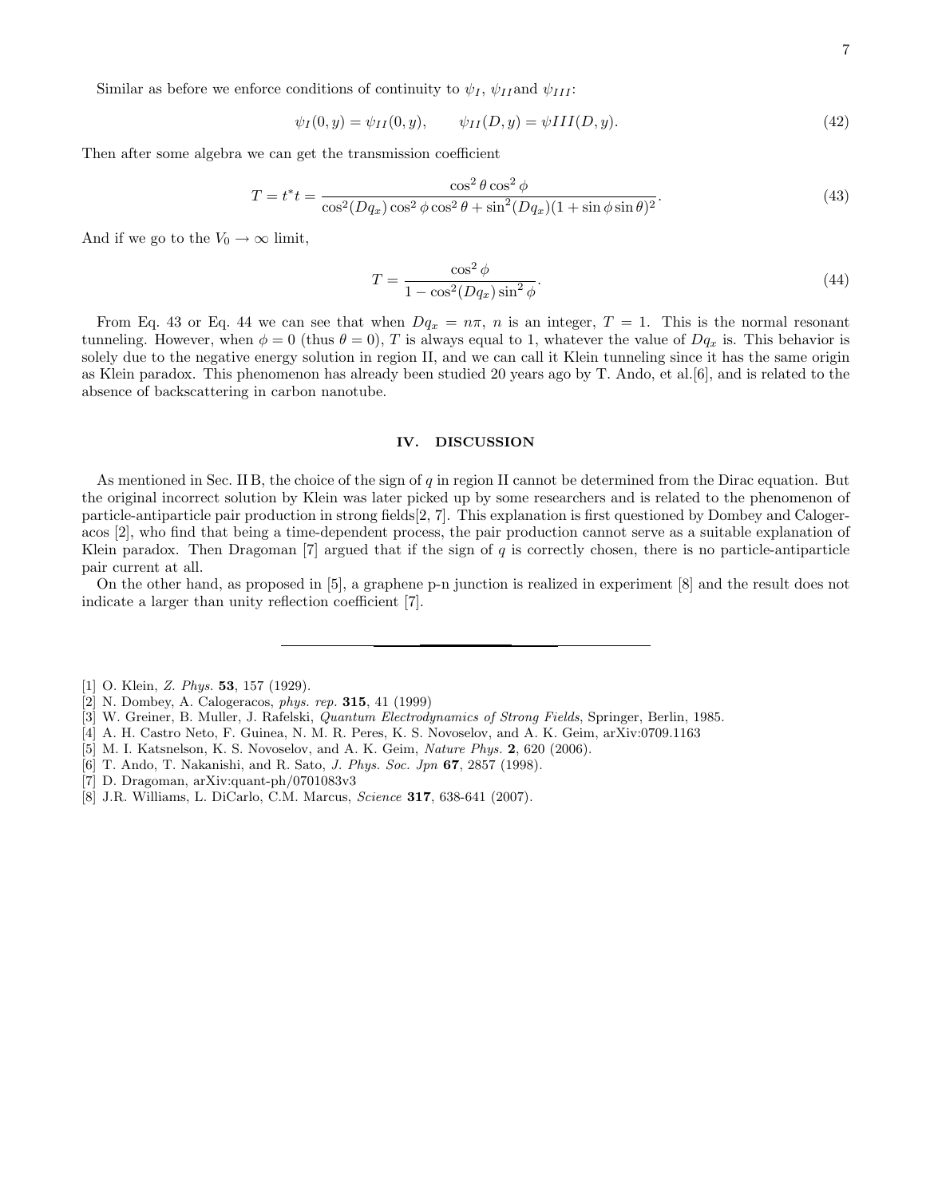Similar as before we enforce conditions of continuity to $\psi_I$, $\psi_{II}$and $\psi_{III}$:

$$\psi_I(0,y) = \psi_{II}(0,y), \qquad \psi_{II}(D,y) = \psi III(D,y). \tag{42}$$

Then after some algebra we can get the transmission coefficient

$$T = t^* t = \frac{\cos^2\theta\cos^2\phi}{\cos^2(Dq_x)\cos^2\phi\cos^2\theta + \sin^2(Dq_x)(1+\sin\phi\sin\theta)^2}. \tag{43}$$

And if we go to the $V_0 \to \infty$ limit,

$$T = \frac{\cos^2\phi}{1-\cos^2(Dq_x)\sin^2\phi}. \tag{44}$$

From Eq. 43 or Eq. 44 we can see that when $Dq_x = n\pi$, $n$ is an integer, $T = 1$. This is the normal resonant tunneling. However, when $\phi = 0$ (thus $\theta = 0$), $T$ is always equal to 1, whatever the value of $Dq_x$ is. This behavior is solely due to the negative energy solution in region II, and we can call it Klein tunneling since it has the same origin as Klein paradox. This phenomenon has already been studied 20 years ago by T. Ando, et al.[6], and is related to the absence of backscattering in carbon nanotube.

## IV. DISCUSSION

As mentioned in Sec. II B, the choice of the sign of $q$ in region II cannot be determined from the Dirac equation. But the original incorrect solution by Klein was later picked up by some researchers and is related to the phenomenon of particle-antiparticle pair production in strong fields[2, 7]. This explanation is first questioned by Dombey and Calogeracos [2], who find that being a time-dependent process, the pair production cannot serve as a suitable explanation of Klein paradox. Then Dragoman [7] argued that if the sign of $q$ is correctly chosen, there is no particle-antiparticle pair current at all.

On the other hand, as proposed in [5], a graphene p-n junction is realized in experiment [8] and the result does not indicate a larger than unity reflection coefficient [7].

---

[1] O. Klein, *Z. Phys.* **53**, 157 (1929).
[2] N. Dombey, A. Calogeracos, *phys. rep.* **315**, 41 (1999)
[3] W. Greiner, B. Muller, J. Rafelski, *Quantum Electrodynamics of Strong Fields*, Springer, Berlin, 1985.
[4] A. H. Castro Neto, F. Guinea, N. M. R. Peres, K. S. Novoselov, and A. K. Geim, arXiv:0709.1163
[5] M. I. Katsnelson, K. S. Novoselov, and A. K. Geim, *Nature Phys.* **2**, 620 (2006).
[6] T. Ando, T. Nakanishi, and R. Sato, *J. Phys. Soc. Jpn* **67**, 2857 (1998).
[7] D. Dragoman, arXiv:quant-ph/0701083v3
[8] J.R. Williams, L. DiCarlo, C.M. Marcus, *Science* **317**, 638-641 (2007).